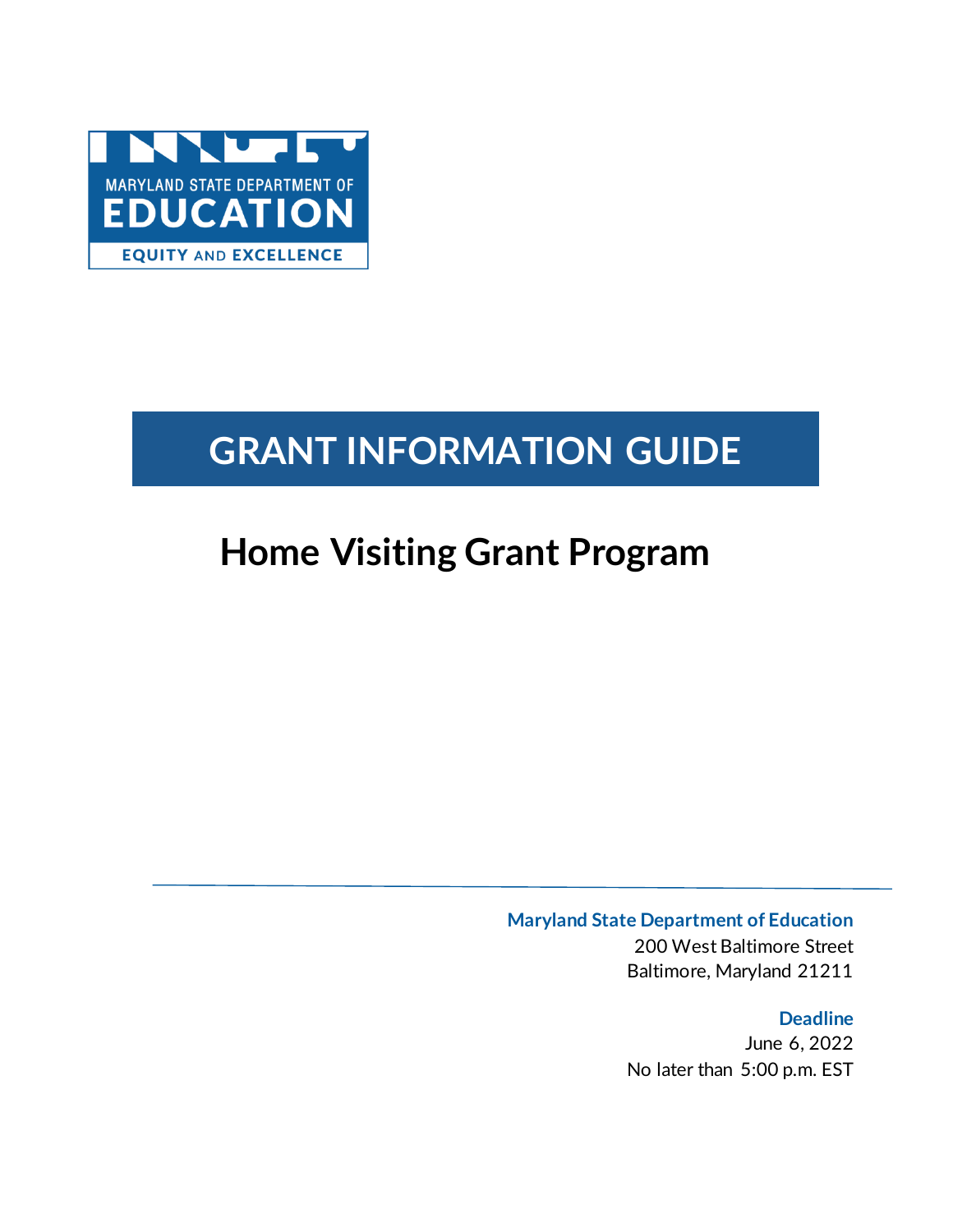MARYLAND STATE DEPARTMENT OF
EDUCATION
EQUITY AND EXCELLENCE

# GRANT INFORMATION GUIDE

## Home Visiting Grant Program

---

**Maryland State Department of Education**
200 West Baltimore Street
Baltimore, Maryland 21211

**Deadline**
June 6, 2022
No later than 5:00 p.m. EST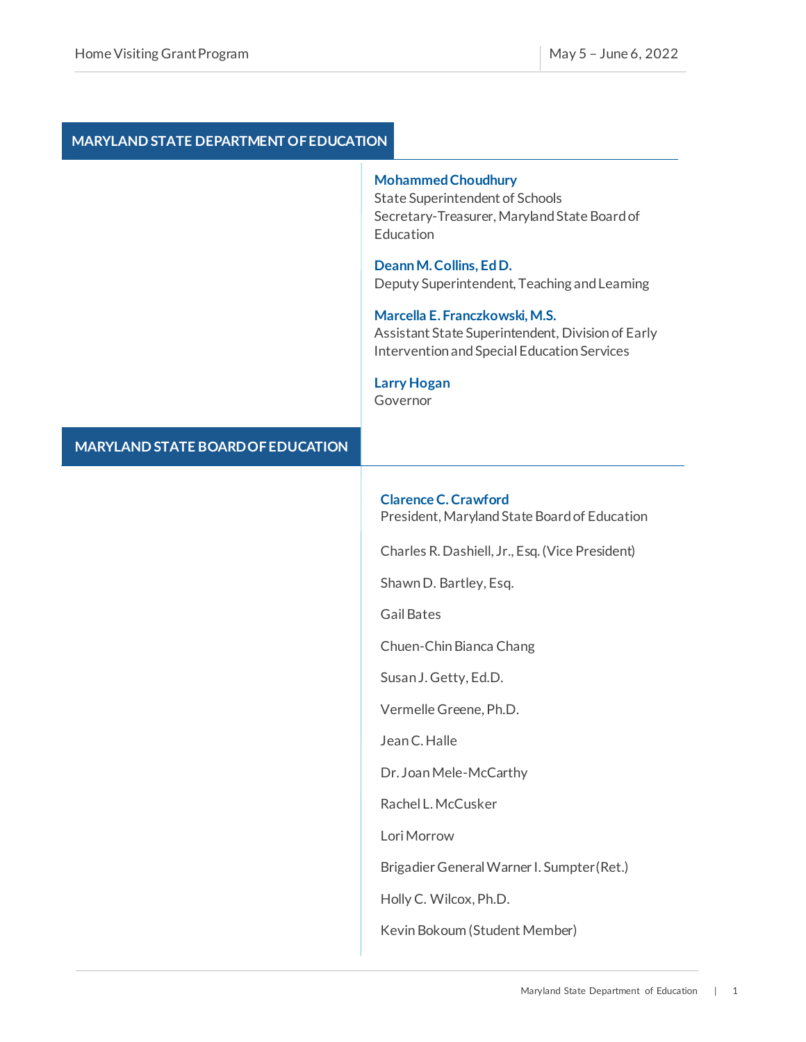## MARYLAND STATE DEPARTMENT OF EDUCATION

**Mohammed Choudhury**
State Superintendent of Schools
Secretary-Treasurer, Maryland State Board of Education

**Deann M. Collins, Ed D.**
Deputy Superintendent, Teaching and Learning

**Marcella E. Franczkowski, M.S.**
Assistant State Superintendent, Division of Early Intervention and Special Education Services

**Larry Hogan**
Governor

## MARYLAND STATE BOARD OF EDUCATION

**Clarence C. Crawford**
President, Maryland State Board of Education

Charles R. Dashiell, Jr., Esq. (Vice President)

Shawn D. Bartley, Esq.

Gail Bates

Chuen-Chin Bianca Chang

Susan J. Getty, Ed.D.

Vermelle Greene, Ph.D.

Jean C. Halle

Dr. Joan Mele-McCarthy

Rachel L. McCusker

Lori Morrow

Brigadier General Warner I. Sumpter (Ret.)

Holly C. Wilcox, Ph.D.

Kevin Bokoum (Student Member)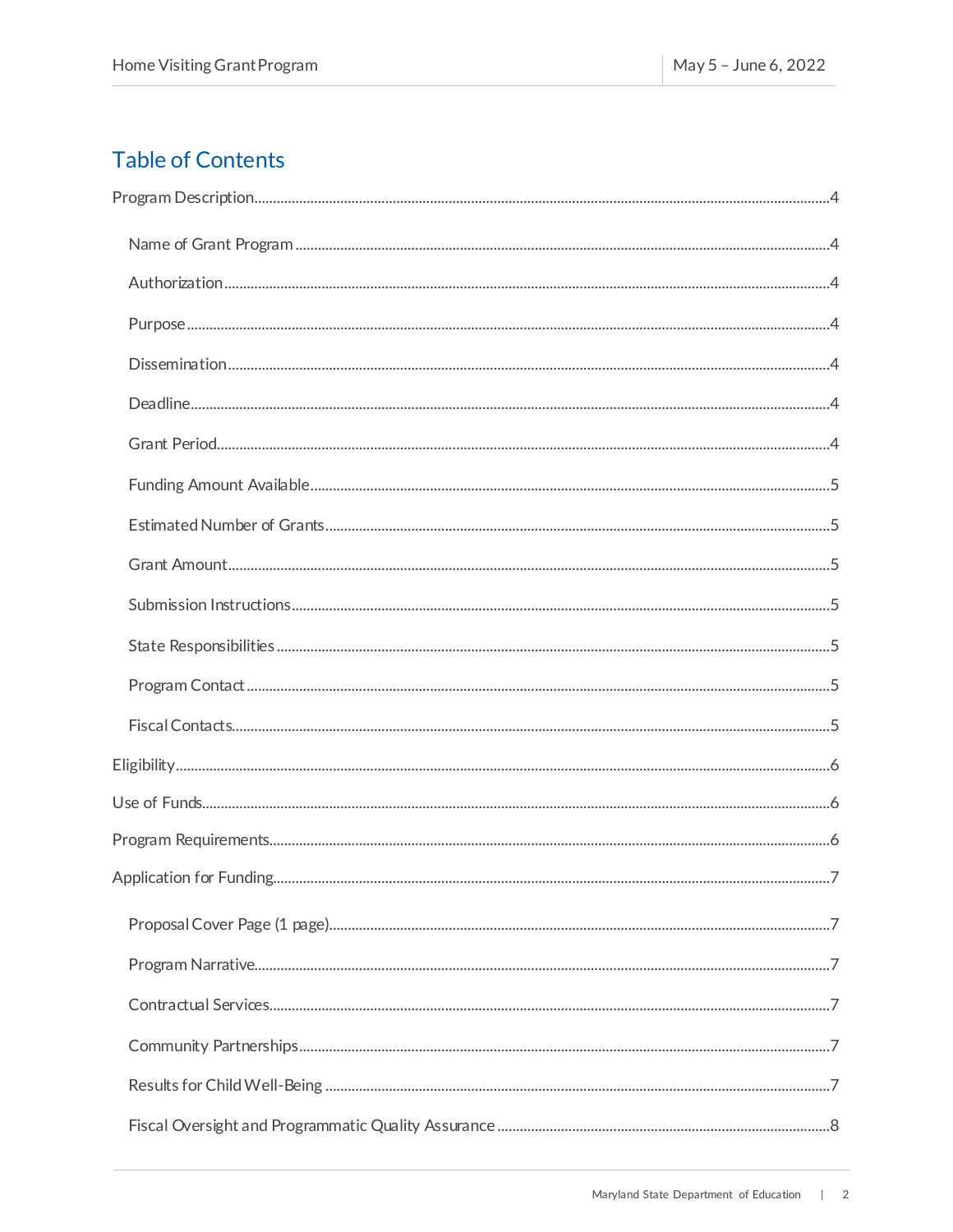## Table of Contents

Program Description.....4

- Name of Grant Program.....4
- Authorization.....4
- Purpose.....4
- Dissemination.....4
- Deadline.....4
- Grant Period.....4
- Funding Amount Available.....5
- Estimated Number of Grants.....5
- Grant Amount.....5
- Submission Instructions.....5
- State Responsibilities.....5
- Program Contact.....5
- Fiscal Contacts.....5

Eligibility.....6

Use of Funds.....6

Program Requirements.....6

Application for Funding.....7

- Proposal Cover Page (1 page).....7
- Program Narrative.....7
- Contractual Services.....7
- Community Partnerships.....7
- Results for Child Well-Being.....7
- Fiscal Oversight and Programmatic Quality Assurance.....8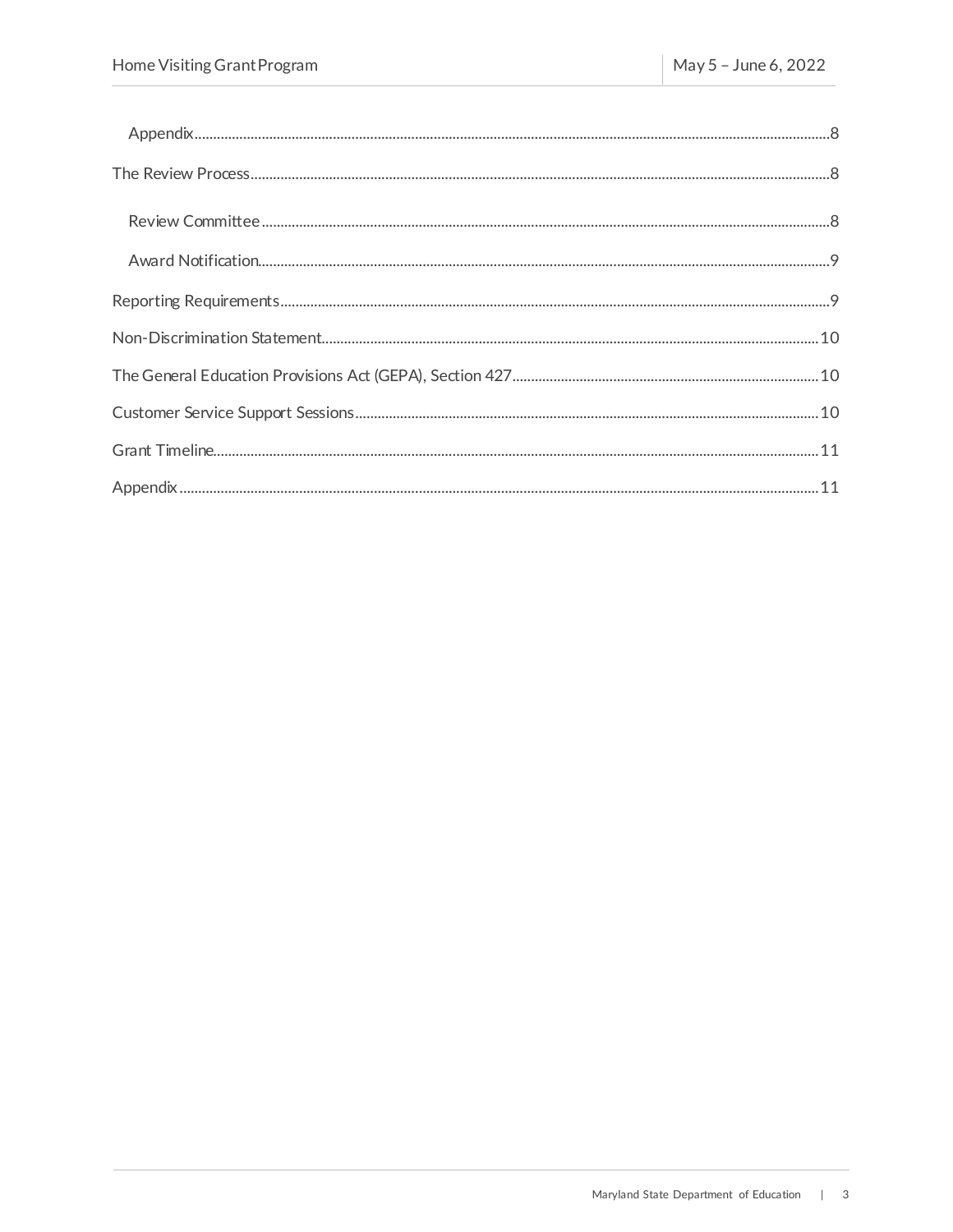Appendix ....................................................................................................................................................8

The Review Process ......................................................................................................................................8

Review Committee ....................................................................................................................................8

Award Notification......................................................................................................................................9

Reporting Requirements ...............................................................................................................................9

Non-Discrimination Statement.....................................................................................................................10

The General Education Provisions Act (GEPA), Section 427 .......................................................................10

Customer Service Support Sessions ............................................................................................................10

Grant Timeline..............................................................................................................................................11

Appendix ......................................................................................................................................................11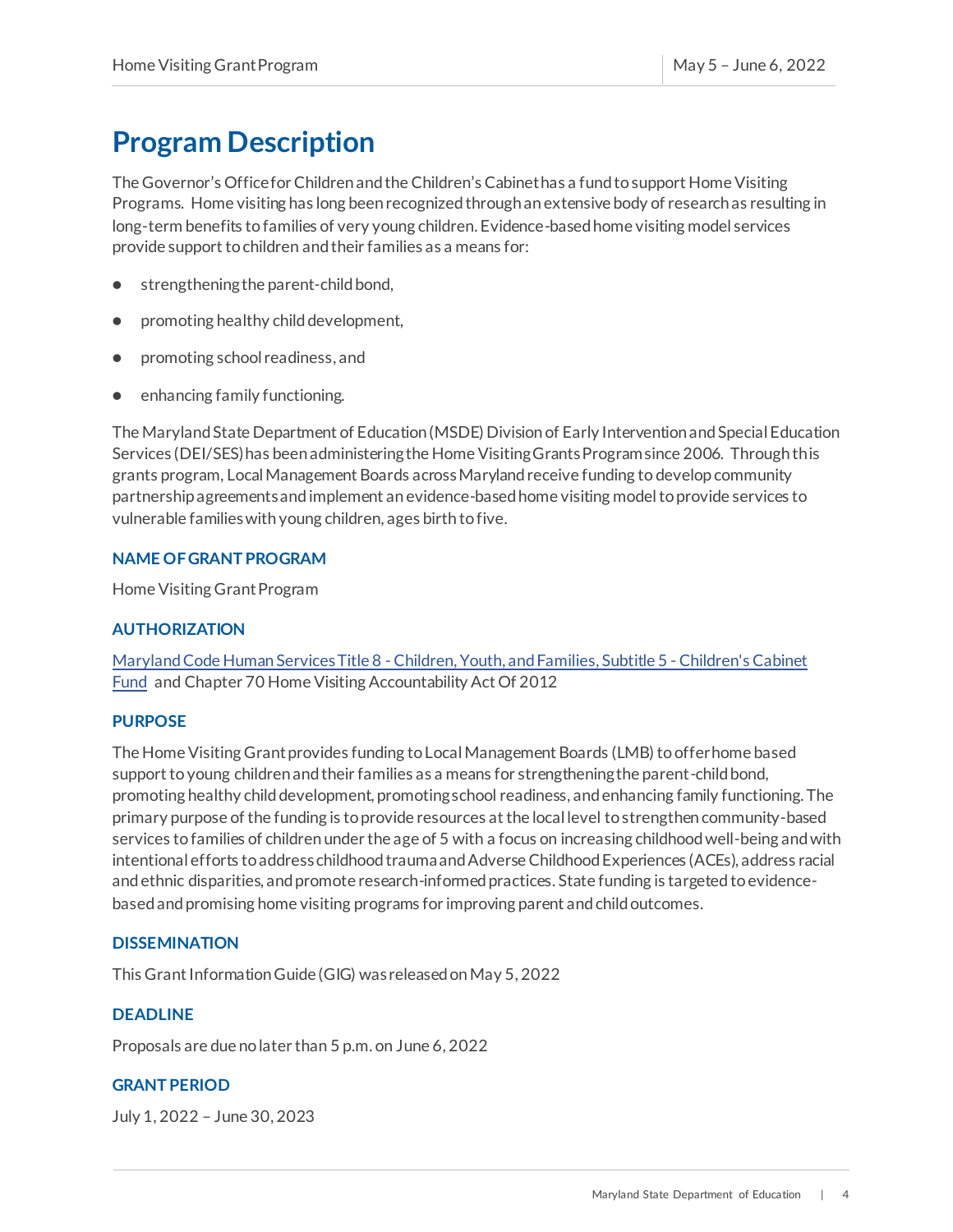# Program Description

The Governor's Office for Children and the Children's Cabinet has a fund to support Home Visiting Programs. Home visiting has long been recognized through an extensive body of research as resulting in long-term benefits to families of very young children. Evidence-based home visiting model services provide support to children and their families as a means for:

- strengthening the parent-child bond,
- promoting healthy child development,
- promoting school readiness, and
- enhancing family functioning.

The Maryland State Department of Education (MSDE) Division of Early Intervention and Special Education Services (DEI/SES) has been administering the Home Visiting Grants Program since 2006. Through this grants program, Local Management Boards across Maryland receive funding to develop community partnership agreements and implement an evidence-based home visiting model to provide services to vulnerable families with young children, ages birth to five.

### NAME OF GRANT PROGRAM

Home Visiting Grant Program

### AUTHORIZATION

[Maryland Code Human Services Title 8 - Children, Youth, and Families, Subtitle 5 - Children's Cabinet Fund] and Chapter 70 Home Visiting Accountability Act Of 2012

### PURPOSE

The Home Visiting Grant provides funding to Local Management Boards (LMB) to offer home based support to young children and their families as a means for strengthening the parent-child bond, promoting healthy child development, promoting school readiness, and enhancing family functioning. The primary purpose of the funding is to provide resources at the local level to strengthen community-based services to families of children under the age of 5 with a focus on increasing childhood well-being and with intentional efforts to address childhood trauma and Adverse Childhood Experiences (ACEs), address racial and ethnic disparities, and promote research-informed practices. State funding is targeted to evidence-based and promising home visiting programs for improving parent and child outcomes.

### DISSEMINATION

This Grant Information Guide (GIG) was released on May 5, 2022

### DEADLINE

Proposals are due no later than 5 p.m. on June 6, 2022

### GRANT PERIOD

July 1, 2022 – June 30, 2023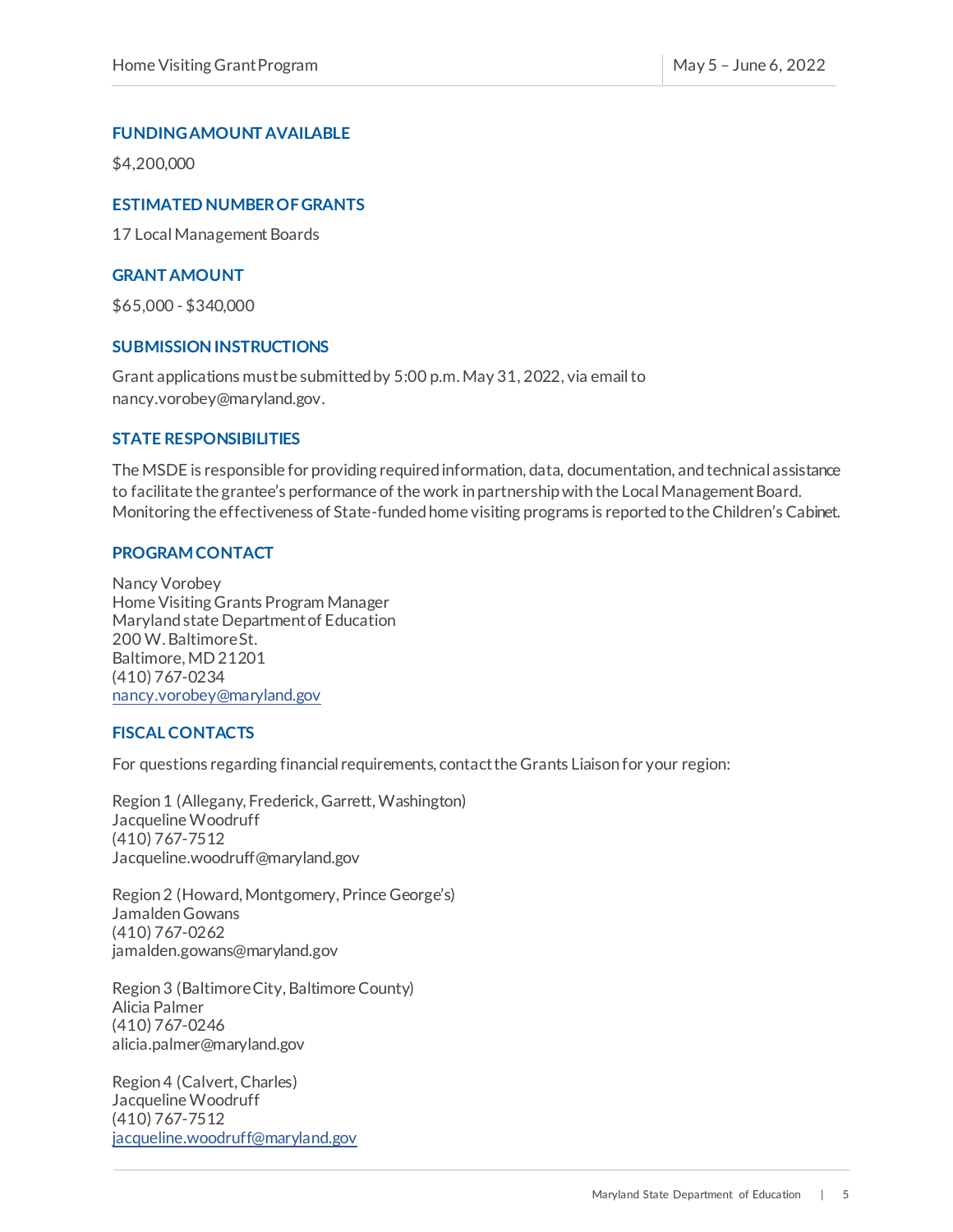## FUNDING AMOUNT AVAILABLE

$4,200,000

## ESTIMATED NUMBER OF GRANTS

17 Local Management Boards

## GRANT AMOUNT

$65,000 - $340,000

## SUBMISSION INSTRUCTIONS

Grant applications must be submitted by 5:00 p.m. May 31, 2022, via email to nancy.vorobey@maryland.gov.

## STATE RESPONSIBILITIES

The MSDE is responsible for providing required information, data, documentation, and technical assistance to facilitate the grantee's performance of the work in partnership with the Local Management Board. Monitoring the effectiveness of State-funded home visiting programs is reported to the Children's Cabinet.

## PROGRAM CONTACT

Nancy Vorobey
Home Visiting Grants Program Manager
Maryland state Department of Education
200 W. Baltimore St.
Baltimore, MD 21201
(410) 767-0234
nancy.vorobey@maryland.gov

## FISCAL CONTACTS

For questions regarding financial requirements, contact the Grants Liaison for your region:

Region 1 (Allegany, Frederick, Garrett, Washington)
Jacqueline Woodruff
(410) 767-7512
Jacqueline.woodruff@maryland.gov

Region 2 (Howard, Montgomery, Prince George's)
Jamalden Gowans
(410) 767-0262
jamalden.gowans@maryland.gov

Region 3 (Baltimore City, Baltimore County)
Alicia Palmer
(410) 767-0246
alicia.palmer@maryland.gov

Region 4 (Calvert, Charles)
Jacqueline Woodruff
(410) 767-7512
jacqueline.woodruff@maryland.gov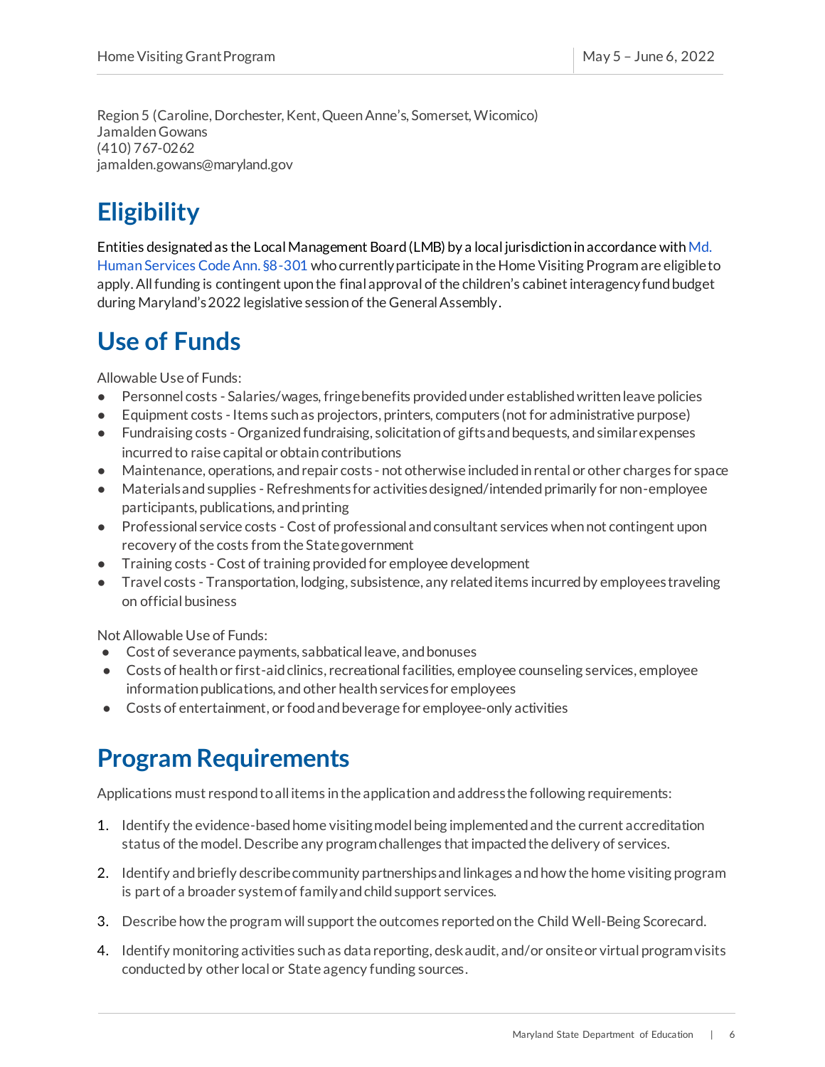Region 5 (Caroline, Dorchester, Kent, Queen Anne's, Somerset, Wicomico)
Jamalden Gowans
(410) 767-0262
jamalden.gowans@maryland.gov

## Eligibility

Entities designated as the Local Management Board (LMB) by a local jurisdiction in accordance with Md. Human Services Code Ann. §8-301 who currently participate in the Home Visiting Program are eligible to apply. All funding is contingent upon the final approval of the children's cabinet interagency fund budget during Maryland's 2022 legislative session of the General Assembly.

## Use of Funds

Allowable Use of Funds:

- Personnel costs - Salaries/wages, fringe benefits provided under established written leave policies
- Equipment costs - Items such as projectors, printers, computers (not for administrative purpose)
- Fundraising costs - Organized fundraising, solicitation of gifts and bequests, and similar expenses incurred to raise capital or obtain contributions
- Maintenance, operations, and repair costs - not otherwise included in rental or other charges for space
- Materials and supplies - Refreshments for activities designed/intended primarily for non-employee participants, publications, and printing
- Professional service costs - Cost of professional and consultant services when not contingent upon recovery of the costs from the State government
- Training costs - Cost of training provided for employee development
- Travel costs - Transportation, lodging, subsistence, any related items incurred by employees traveling on official business

Not Allowable Use of Funds:

- Cost of severance payments, sabbatical leave, and bonuses
- Costs of health or first-aid clinics, recreational facilities, employee counseling services, employee information publications, and other health services for employees
- Costs of entertainment, or food and beverage for employee-only activities

## Program Requirements

Applications must respond to all items in the application and address the following requirements:

1. Identify the evidence-based home visiting model being implemented and the current accreditation status of the model. Describe any program challenges that impacted the delivery of services.
2. Identify and briefly describe community partnerships and linkages and how the home visiting program is part of a broader system of family and child support services.
3. Describe how the program will support the outcomes reported on the Child Well-Being Scorecard.
4. Identify monitoring activities such as data reporting, desk audit, and/or onsite or virtual program visits conducted by other local or State agency funding sources.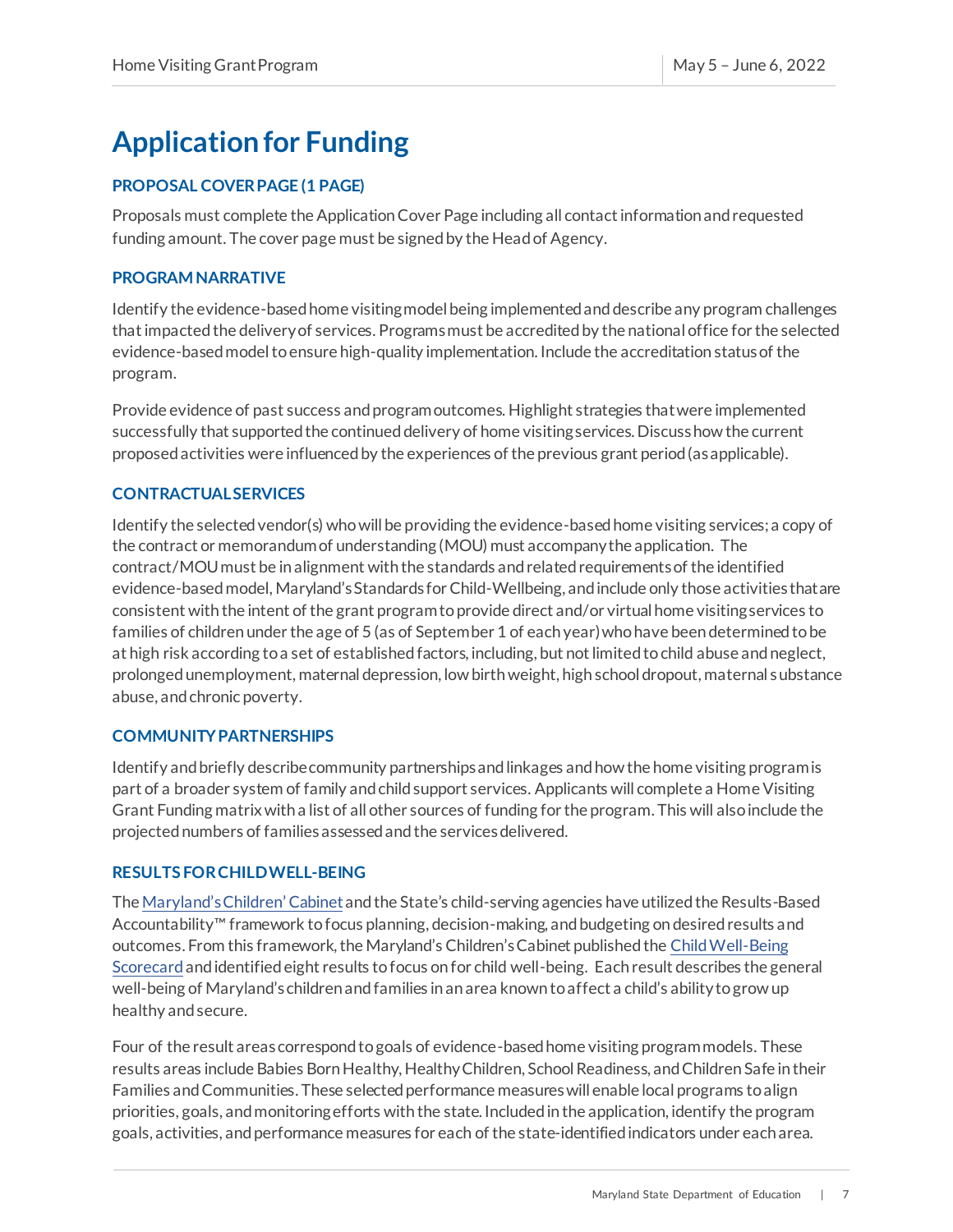# Application for Funding

### PROPOSAL COVER PAGE (1 PAGE)

Proposals must complete the Application Cover Page including all contact information and requested funding amount. The cover page must be signed by the Head of Agency.

### PROGRAM NARRATIVE

Identify the evidence-based home visiting model being implemented and describe any program challenges that impacted the delivery of services. Programs must be accredited by the national office for the selected evidence-based model to ensure high-quality implementation. Include the accreditation status of the program.

Provide evidence of past success and program outcomes. Highlight strategies that were implemented successfully that supported the continued delivery of home visiting services. Discuss how the current proposed activities were influenced by the experiences of the previous grant period (as applicable).

### CONTRACTUAL SERVICES

Identify the selected vendor(s) who will be providing the evidence-based home visiting services; a copy of the contract or memorandum of understanding (MOU) must accompany the application. The contract/MOU must be in alignment with the standards and related requirements of the identified evidence-based model, Maryland's Standards for Child-Wellbeing, and include only those activities that are consistent with the intent of the grant program to provide direct and/or virtual home visiting services to families of children under the age of 5 (as of September 1 of each year) who have been determined to be at high risk according to a set of established factors, including, but not limited to child abuse and neglect, prolonged unemployment, maternal depression, low birth weight, high school dropout, maternal substance abuse, and chronic poverty.

### COMMUNITY PARTNERSHIPS

Identify and briefly describe community partnerships and linkages and how the home visiting program is part of a broader system of family and child support services. Applicants will complete a Home Visiting Grant Funding matrix with a list of all other sources of funding for the program. This will also include the projected numbers of families assessed and the services delivered.

### RESULTS FOR CHILD WELL-BEING

The Maryland's Children' Cabinet and the State's child-serving agencies have utilized the Results-Based Accountability™ framework to focus planning, decision-making, and budgeting on desired results and outcomes. From this framework, the Maryland's Children's Cabinet published the Child Well-Being Scorecard and identified eight results to focus on for child well-being. Each result describes the general well-being of Maryland's children and families in an area known to affect a child's ability to grow up healthy and secure.

Four of the result areas correspond to goals of evidence-based home visiting program models. These results areas include Babies Born Healthy, Healthy Children, School Readiness, and Children Safe in their Families and Communities. These selected performance measures will enable local programs to align priorities, goals, and monitoring efforts with the state. Included in the application, identify the program goals, activities, and performance measures for each of the state-identified indicators under each area.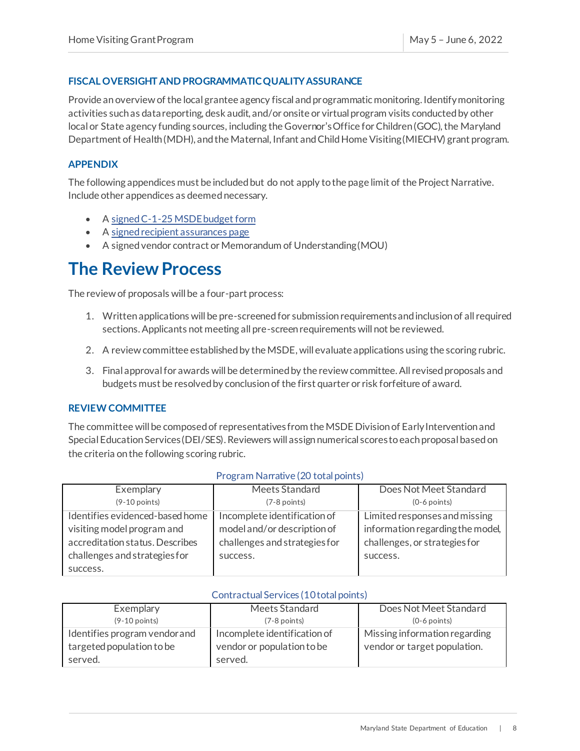### FISCAL OVERSIGHT AND PROGRAMMATIC QUALITY ASSURANCE

Provide an overview of the local grantee agency fiscal and programmatic monitoring. Identify monitoring activities such as data reporting, desk audit, and/or onsite or virtual program visits conducted by other local or State agency funding sources, including the Governor's Office for Children (GOC), the Maryland Department of Health (MDH), and the Maternal, Infant and Child Home Visiting (MIECHV) grant program.

### APPENDIX

The following appendices must be included but do not apply to the page limit of the Project Narrative. Include other appendices as deemed necessary.

- A signed C-1-25 MSDE budget form
- A signed recipient assurances page
- A signed vendor contract or Memorandum of Understanding (MOU)

# The Review Process

The review of proposals will be a four-part process:

1. Written applications will be pre-screened for submission requirements and inclusion of all required sections. Applicants not meeting all pre-screen requirements will not be reviewed.
2. A review committee established by the MSDE, will evaluate applications using the scoring rubric.
3. Final approval for awards will be determined by the review committee. All revised proposals and budgets must be resolved by conclusion of the first quarter or risk forfeiture of award.

### REVIEW COMMITTEE

The committee will be composed of representatives from the MSDE Division of Early Intervention and Special Education Services (DEI/SES). Reviewers will assign numerical scores to each proposal based on the criteria on the following scoring rubric.

Program Narrative (20 total points)

| Exemplary (9-10 points) | Meets Standard (7-8 points) | Does Not Meet Standard (0-6 points) |
|---|---|---|
| Identifies evidenced-based home visiting model program and accreditation status. Describes challenges and strategies for success. | Incomplete identification of model and/or description of challenges and strategies for success. | Limited responses and missing information regarding the model, challenges, or strategies for success. |

Contractual Services (10 total points)

| Exemplary (9-10 points) | Meets Standard (7-8 points) | Does Not Meet Standard (0-6 points) |
|---|---|---|
| Identifies program vendor and targeted population to be served. | Incomplete identification of vendor or population to be served. | Missing information regarding vendor or target population. |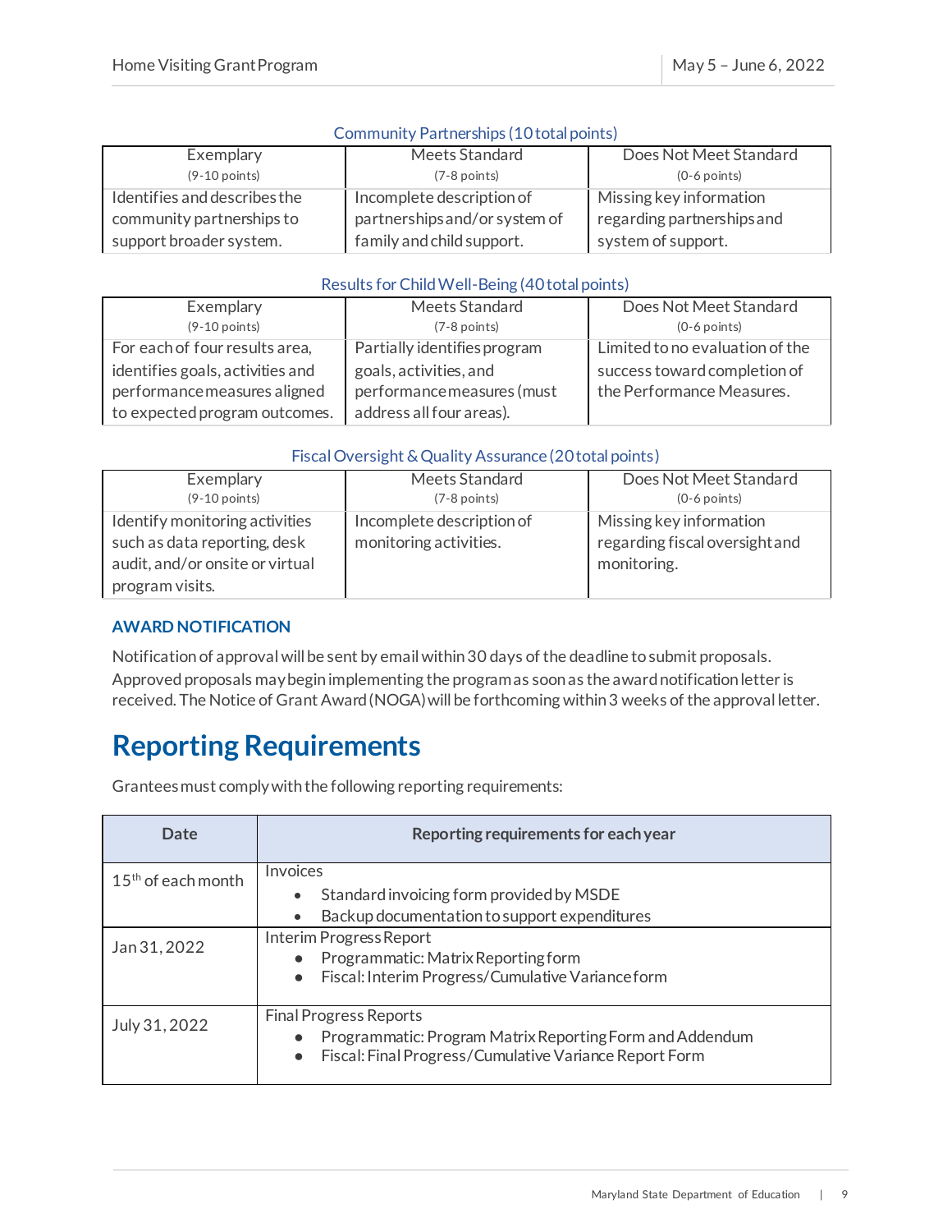Community Partnerships (10 total points)

| Exemplary (9-10 points) | Meets Standard (7-8 points) | Does Not Meet Standard (0-6 points) |
|---|---|---|
| Identifies and describes the community partnerships to support broader system. | Incomplete description of partnerships and/or system of family and child support. | Missing key information regarding partnerships and system of support. |

Results for Child Well-Being (40 total points)

| Exemplary (9-10 points) | Meets Standard (7-8 points) | Does Not Meet Standard (0-6 points) |
|---|---|---|
| For each of four results area, identifies goals, activities and performance measures aligned to expected program outcomes. | Partially identifies program goals, activities, and performance measures (must address all four areas). | Limited to no evaluation of the success toward completion of the Performance Measures. |

Fiscal Oversight & Quality Assurance (20 total points)

| Exemplary (9-10 points) | Meets Standard (7-8 points) | Does Not Meet Standard (0-6 points) |
|---|---|---|
| Identify monitoring activities such as data reporting, desk audit, and/or onsite or virtual program visits. | Incomplete description of monitoring activities. | Missing key information regarding fiscal oversight and monitoring. |

### AWARD NOTIFICATION

Notification of approval will be sent by email within 30 days of the deadline to submit proposals. Approved proposals may begin implementing the program as soon as the award notification letter is received. The Notice of Grant Award (NOGA) will be forthcoming within 3 weeks of the approval letter.

# Reporting Requirements

Grantees must comply with the following reporting requirements:

| Date | Reporting requirements for each year |
|---|---|
| 15th of each month | Invoices<br>• Standard invoicing form provided by MSDE<br>• Backup documentation to support expenditures |
| Jan 31, 2022 | Interim Progress Report<br>• Programmatic: Matrix Reporting form<br>• Fiscal: Interim Progress/Cumulative Variance form |
| July 31, 2022 | Final Progress Reports<br>• Programmatic: Program Matrix Reporting Form and Addendum<br>• Fiscal: Final Progress/Cumulative Variance Report Form |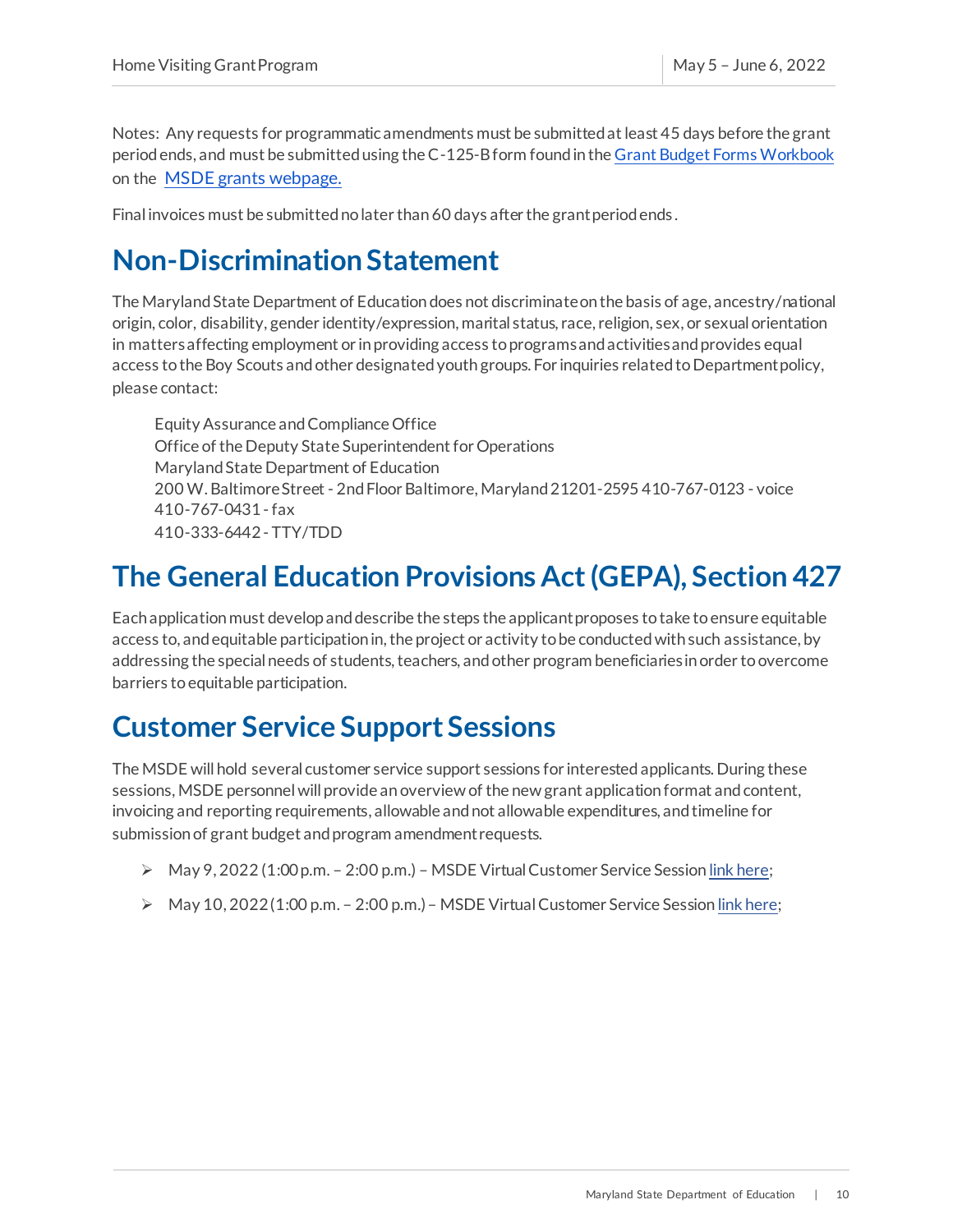Notes: Any requests for programmatic amendments must be submitted at least 45 days before the grant period ends, and must be submitted using the C-125-B form found in the Grant Budget Forms Workbook on the MSDE grants webpage.

Final invoices must be submitted no later than 60 days after the grant period ends.

## Non-Discrimination Statement

The Maryland State Department of Education does not discriminate on the basis of age, ancestry/national origin, color, disability, gender identity/expression, marital status, race, religion, sex, or sexual orientation in matters affecting employment or in providing access to programs and activities and provides equal access to the Boy Scouts and other designated youth groups. For inquiries related to Department policy, please contact:

Equity Assurance and Compliance Office
Office of the Deputy State Superintendent for Operations
Maryland State Department of Education
200 W. Baltimore Street - 2nd Floor Baltimore, Maryland 21201-2595 410-767-0123 - voice
410-767-0431 - fax
410-333-6442 - TTY/TDD

## The General Education Provisions Act (GEPA), Section 427

Each application must develop and describe the steps the applicant proposes to take to ensure equitable access to, and equitable participation in, the project or activity to be conducted with such assistance, by addressing the special needs of students, teachers, and other program beneficiaries in order to overcome barriers to equitable participation.

## Customer Service Support Sessions

The MSDE will hold several customer service support sessions for interested applicants. During these sessions, MSDE personnel will provide an overview of the new grant application format and content, invoicing and reporting requirements, allowable and not allowable expenditures, and timeline for submission of grant budget and program amendment requests.

- May 9, 2022 (1:00 p.m. – 2:00 p.m.) – MSDE Virtual Customer Service Session link here;
- May 10, 2022 (1:00 p.m. – 2:00 p.m.) – MSDE Virtual Customer Service Session link here;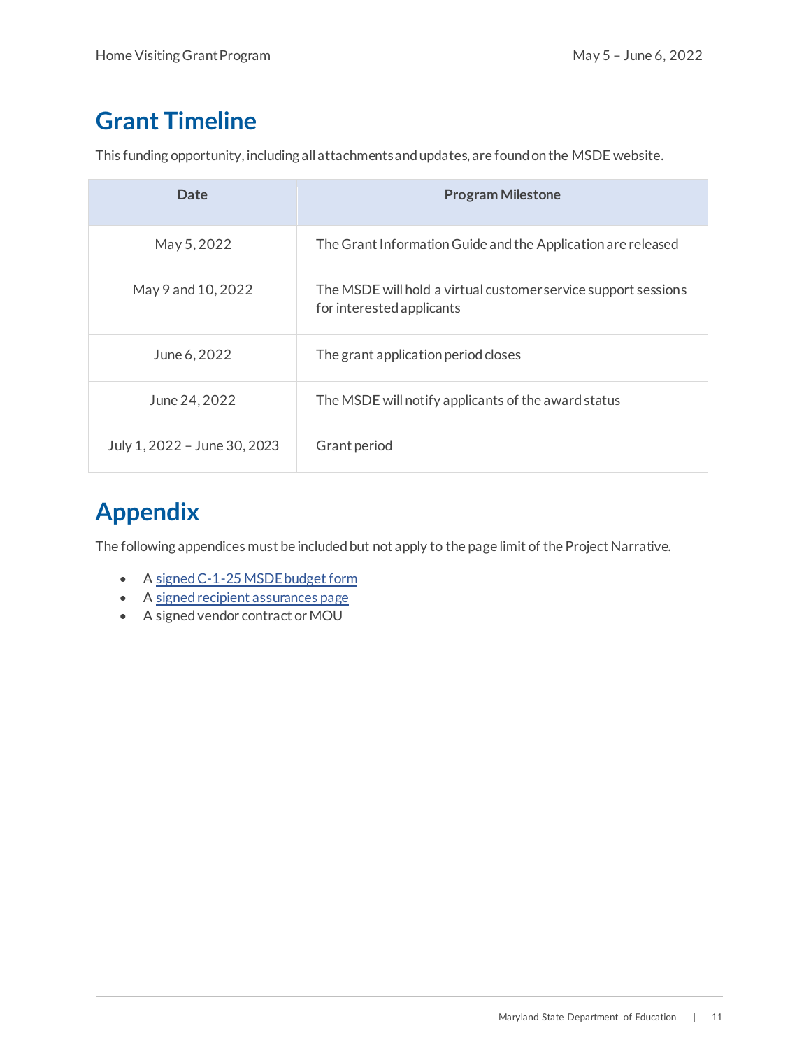## Grant Timeline

This funding opportunity, including all attachments and updates, are found on the MSDE website.

| Date | Program Milestone |
|---|---|
| May 5, 2022 | The Grant Information Guide and the Application are released |
| May 9 and 10, 2022 | The MSDE will hold a virtual customer service support sessions for interested applicants |
| June 6, 2022 | The grant application period closes |
| June 24, 2022 | The MSDE will notify applicants of the award status |
| July 1, 2022 – June 30, 2023 | Grant period |

## Appendix

The following appendices must be included but not apply to the page limit of the Project Narrative.

- A signed C-1-25 MSDE budget form
- A signed recipient assurances page
- A signed vendor contract or MOU